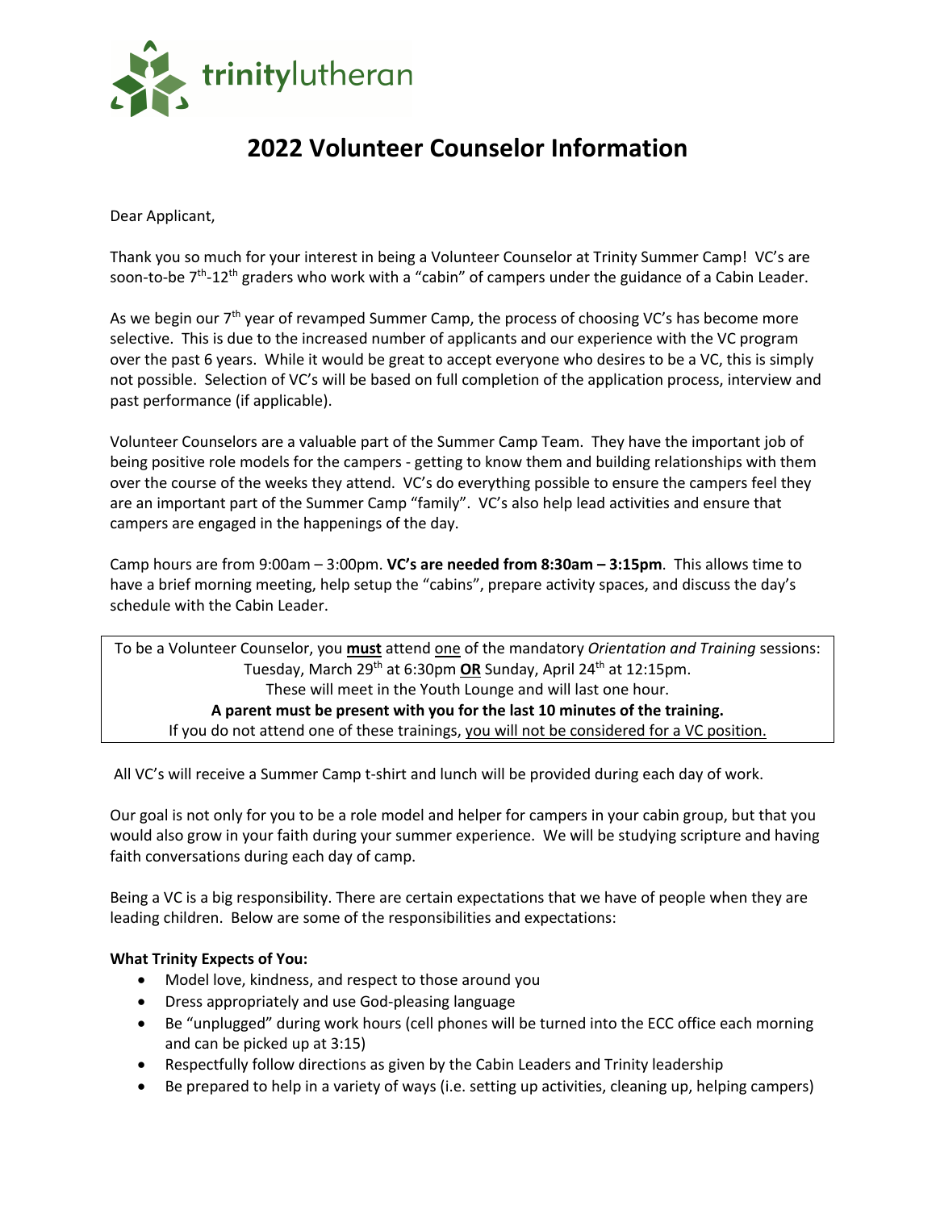trinitylutheran

# 2022 Volunteer Counselor Information

Dear Applicant,

Thank you so much for your interest in being a Volunteer Counselor at Trinity Summer Camp! VC's are soon-to-be 7th-12th graders who work with a "cabin" of campers under the guidance of a Cabin Leader.

As we begin our 7th year of revamped Summer Camp, the process of choosing VC's has become more selective. This is due to the increased number of applicants and our experience with the VC program over the past 6 years. While it would be great to accept everyone who desires to be a VC, this is simply not possible. Selection of VC's will be based on full completion of the application process, interview and past performance (if applicable).

Volunteer Counselors are a valuable part of the Summer Camp Team. They have the important job of being positive role models for the campers - getting to know them and building relationships with them over the course of the weeks they attend. VC's do everything possible to ensure the campers feel they are an important part of the Summer Camp "family". VC's also help lead activities and ensure that campers are engaged in the happenings of the day.

Camp hours are from 9:00am – 3:00pm. **VC's are needed from 8:30am – 3:15pm**. This allows time to have a brief morning meeting, help setup the "cabins", prepare activity spaces, and discuss the day's schedule with the Cabin Leader.

To be a Volunteer Counselor, you **must** attend one of the mandatory *Orientation and Training* sessions:
Tuesday, March 29th at 6:30pm **OR** Sunday, April 24th at 12:15pm.
These will meet in the Youth Lounge and will last one hour.
**A parent must be present with you for the last 10 minutes of the training.**
If you do not attend one of these trainings, you will not be considered for a VC position.

All VC's will receive a Summer Camp t-shirt and lunch will be provided during each day of work.

Our goal is not only for you to be a role model and helper for campers in your cabin group, but that you would also grow in your faith during your summer experience. We will be studying scripture and having faith conversations during each day of camp.

Being a VC is a big responsibility. There are certain expectations that we have of people when they are leading children. Below are some of the responsibilities and expectations:

**What Trinity Expects of You:**

- Model love, kindness, and respect to those around you
- Dress appropriately and use God-pleasing language
- Be "unplugged" during work hours (cell phones will be turned into the ECC office each morning and can be picked up at 3:15)
- Respectfully follow directions as given by the Cabin Leaders and Trinity leadership
- Be prepared to help in a variety of ways (i.e. setting up activities, cleaning up, helping campers)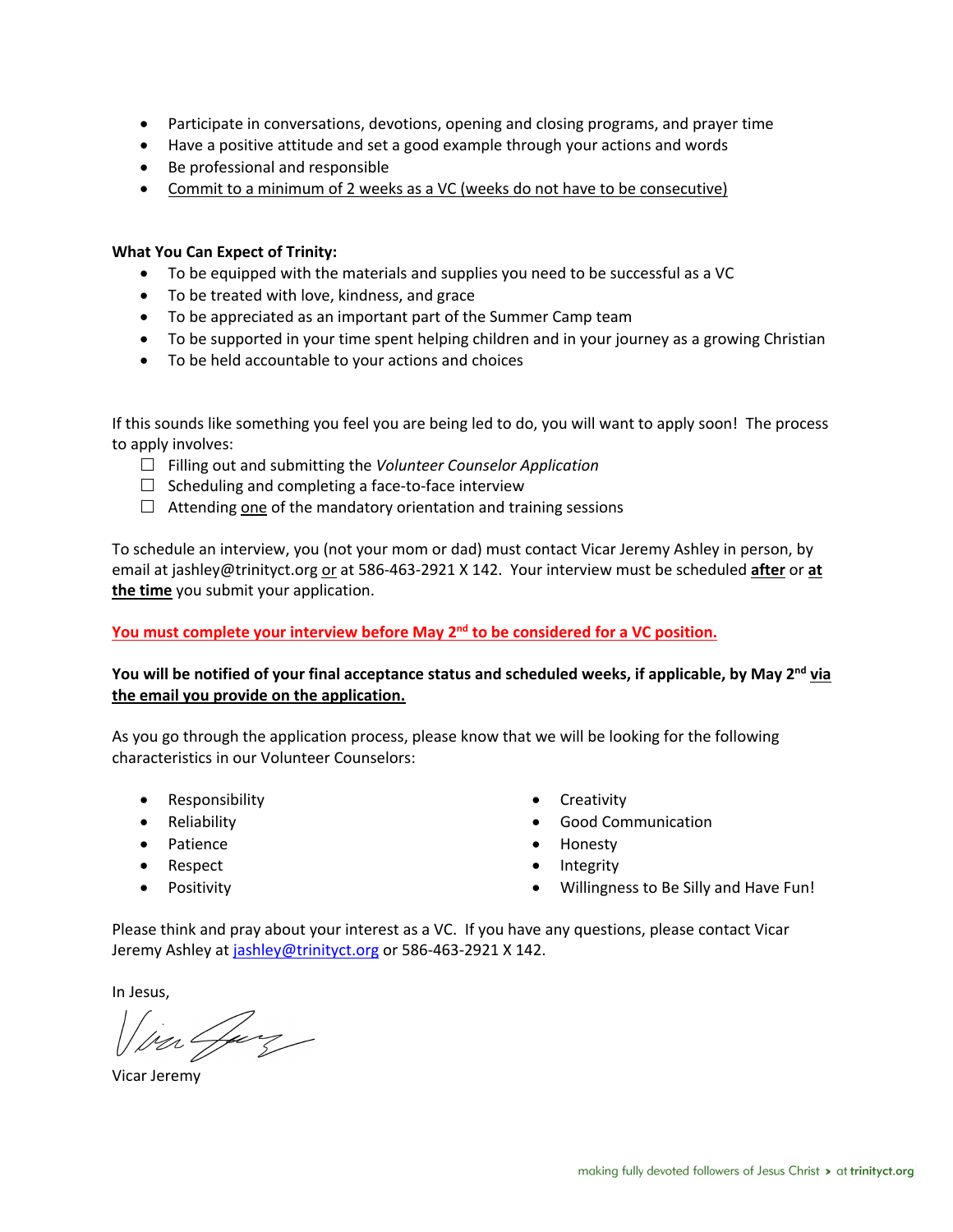- Participate in conversations, devotions, opening and closing programs, and prayer time
- Have a positive attitude and set a good example through your actions and words
- Be professional and responsible
- <u>Commit to a minimum of 2 weeks as a VC (weeks do not have to be consecutive)</u>

**What You Can Expect of Trinity:**

- To be equipped with the materials and supplies you need to be successful as a VC
- To be treated with love, kindness, and grace
- To be appreciated as an important part of the Summer Camp team
- To be supported in your time spent helping children and in your journey as a growing Christian
- To be held accountable to your actions and choices

If this sounds like something you feel you are being led to do, you will want to apply soon! The process to apply involves:

- ☐ Filling out and submitting the *Volunteer Counselor Application*
- ☐ Scheduling and completing a face-to-face interview
- ☐ Attending <u>one</u> of the mandatory orientation and training sessions

To schedule an interview, you (not your mom or dad) must contact Vicar Jeremy Ashley in person, by email at jashley@trinityct.org <u>or</u> at 586-463-2921 X 142. Your interview must be scheduled **<u>after</u>** or **<u>at the time</u>** you submit your application.

**<u>You must complete your interview before May 2nd to be considered for a VC position.</u>**

**You will be notified of your final acceptance status and scheduled weeks, if applicable, by May 2nd <u>via the email you provide on the application.</u>**

As you go through the application process, please know that we will be looking for the following characteristics in our Volunteer Counselors:

- Responsibility
- Reliability
- Patience
- Respect
- Positivity
- Creativity
- Good Communication
- Honesty
- Integrity
- Willingness to Be Silly and Have Fun!

Please think and pray about your interest as a VC. If you have any questions, please contact Vicar Jeremy Ashley at jashley@trinityct.org or 586-463-2921 X 142.

In Jesus,

Vicar Jeremy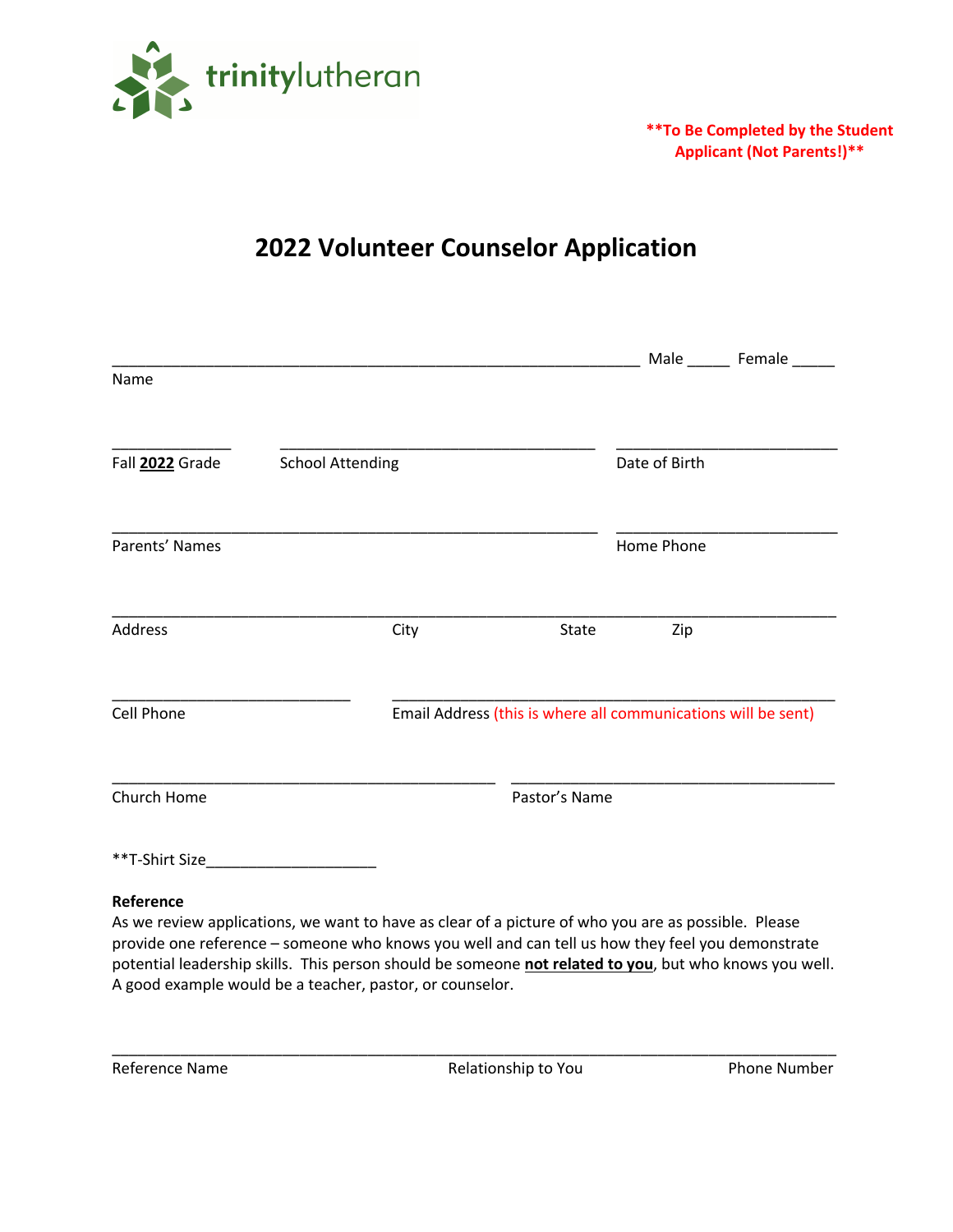trinitylutheran

**\*\*To Be Completed by the Student Applicant (Not Parents!)\*\***

# 2022 Volunteer Counselor Application

______________________________________________________________ Male _____ Female _____
Name

______________ ____________________________________ __________________________
Fall **2022** Grade School Attending Date of Birth

________________________________________________________ __________________________
Parents' Names Home Phone

_____________________________________________________________________________________
Address City State Zip

____________________________ ____________________________________________________
Cell Phone Email Address (this is where all communications will be sent)

_____________________________________________ ______________________________________
Church Home Pastor's Name

**T-Shirt Size___________________

**Reference**

As we review applications, we want to have as clear of a picture of who you are as possible. Please provide one reference – someone who knows you well and can tell us how they feel you demonstrate potential leadership skills. This person should be someone **not related to you**, but who knows you well. A good example would be a teacher, pastor, or counselor.

_____________________________________________________________________________________
Reference Name Relationship to You Phone Number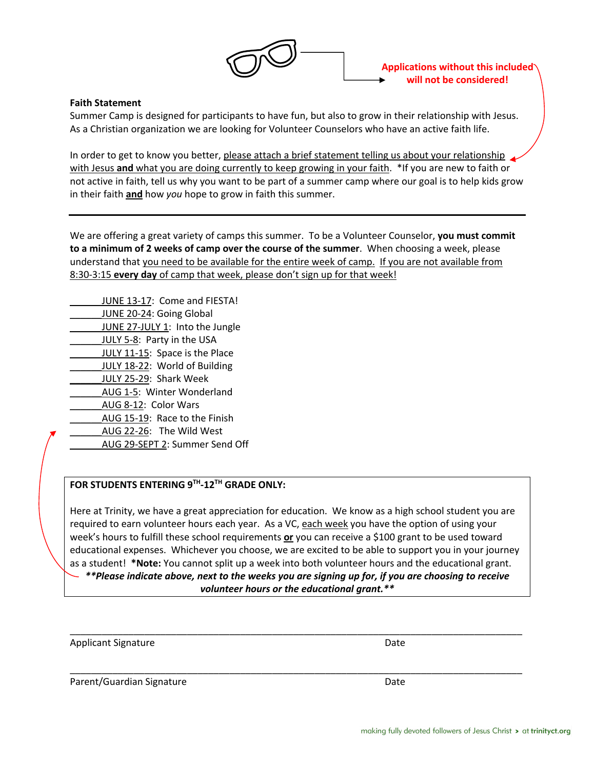**Applications without this included will not be considered!**

**Faith Statement**

Summer Camp is designed for participants to have fun, but also to grow in their relationship with Jesus. As a Christian organization we are looking for Volunteer Counselors who have an active faith life.

In order to get to know you better, please attach a brief statement telling us about your relationship with Jesus **and** what you are doing currently to keep growing in your faith. *If you are new to faith or not active in faith, tell us why you want to be part of a summer camp where our goal is to help kids grow in their faith **and** how *you* hope to grow in faith this summer.

---

We are offering a great variety of camps this summer. To be a Volunteer Counselor, **you must commit to a minimum of 2 weeks of camp over the course of the summer**. When choosing a week, please understand that you need to be available for the entire week of camp. If you are not available from 8:30-3:15 **every day** of camp that week, please don't sign up for that week!

______JUNE 13-17: Come and FIESTA!
______JUNE 20-24: Going Global
______JUNE 27-JULY 1: Into the Jungle
______JULY 5-8: Party in the USA
______JULY 11-15: Space is the Place
______JULY 18-22: World of Building
______JULY 25-29: Shark Week
______AUG 1-5: Winter Wonderland
______AUG 8-12: Color Wars
______AUG 15-19: Race to the Finish
______AUG 22-26: The Wild West
______AUG 29-SEPT 2: Summer Send Off

**FOR STUDENTS ENTERING 9TH-12TH GRADE ONLY:**

Here at Trinity, we have a great appreciation for education. We know as a high school student you are required to earn volunteer hours each year. As a VC, each week you have the option of using your week's hours to fulfill these school requirements **or** you can receive a $100 grant to be used toward educational expenses. Whichever you choose, we are excited to be able to support you in your journey as a student! ***Note:** You cannot split up a week into both volunteer hours and the educational grant.

***\*\*Please indicate above, next to the weeks you are signing up for, if you are choosing to receive volunteer hours or the educational grant.\*\****

_______________________________________________

Applicant Signature                                        Date

_______________________________________________

Parent/Guardian Signature                                Date

making fully devoted followers of Jesus Christ > at trinityct.org